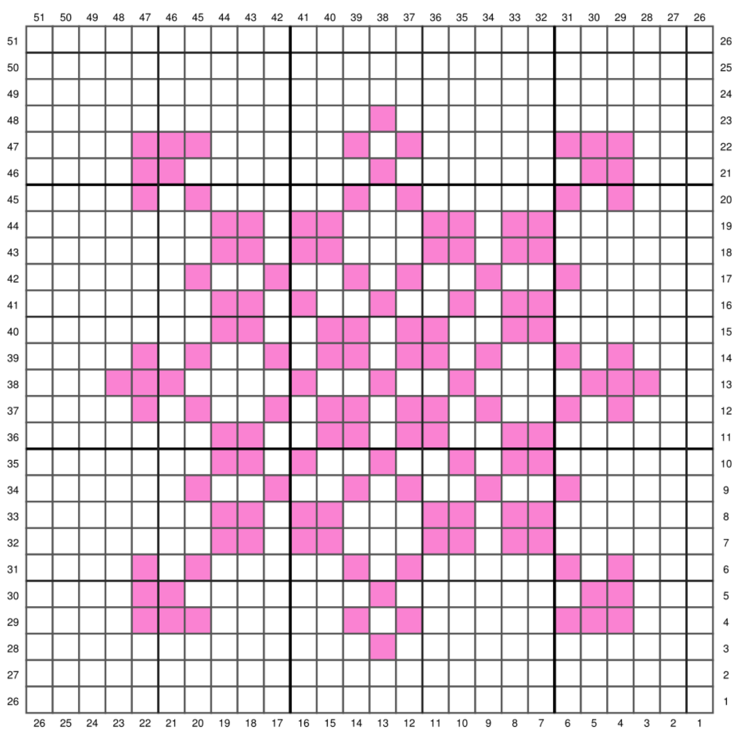| | 51 | 50 | 49 | 48 | 47 | 46 | 45 | 44 | 43 | 42 | 41 | 40 | 39 | 38 | 37 | 36 | 35 | 34 | 33 | 32 | 31 | 30 | 29 | 28 | 27 | 26 | |
|---|---|---|---|---|---|---|---|---|---|---|---|---|---|---|---|---|---|---|---|---|---|---|---|---|---|---|---|
| 51 | | | | | | | | | | | | | | | | | | | | | | | | | | | 26 |
| 50 | | | | | | | | | | | | | | | | | | | | | | | | | | | 25 |
| 49 | | | | | | | | | | | | | | | | | | | | | | | | | | | 24 |
| 48 | | | | | | | | | | | | | | ■ | | | | | | | | | | | | | 23 |
| 47 | | | | | ■ | ■ | ■ | | | | | | ■ | | ■ | | | | | | ■ | ■ | ■ | | | | 22 |
| 46 | | | | | ■ | ■ | | | | | | | | ■ | | | | | | | | ■ | ■ | | | | 21 |
| 45 | | | | | ■ | | ■ | | | | | | ■ | | ■ | | | | | | ■ | | ■ | | | | 20 |
| 44 | | | | | | | | ■ | ■ | | ■ | ■ | | | | ■ | ■ | | ■ | ■ | | | | | | | 19 |
| 43 | | | | | | | | ■ | ■ | | ■ | ■ | | | | ■ | ■ | | ■ | ■ | | | | | | | 18 |
| 42 | | | | | | | ■ | | | ■ | | | ■ | | ■ | | | ■ | | | ■ | | | | | | 17 |
| 41 | | | | | | | | ■ | ■ | | ■ | | | ■ | | | ■ | | ■ | ■ | | | | | | | 16 |
| 40 | | | | | | | | ■ | ■ | | | ■ | ■ | | ■ | ■ | | | ■ | ■ | | | | | | | 15 |
| 39 | | | | | ■ | | ■ | | | ■ | | ■ | ■ | | ■ | ■ | | ■ | | | ■ | | ■ | | | | 14 |
| 38 | | | | ■ | ■ | ■ | | | | | ■ | | | ■ | | | ■ | | | | | ■ | ■ | ■ | | | 13 |
| 37 | | | | | ■ | | ■ | | | ■ | | ■ | ■ | | ■ | ■ | | ■ | | | ■ | | ■ | | | | 12 |
| 36 | | | | | | | | ■ | ■ | | | ■ | ■ | | ■ | ■ | | | ■ | ■ | | | | | | | 11 |
| 35 | | | | | | | | ■ | ■ | | ■ | | | ■ | | | ■ | | ■ | ■ | | | | | | | 10 |
| 34 | | | | | | | ■ | | | ■ | | | ■ | | ■ | | | ■ | | | ■ | | | | | | 9 |
| 33 | | | | | | | | ■ | ■ | | ■ | ■ | | | | ■ | ■ | | ■ | ■ | | | | | | | 8 |
| 32 | | | | | | | | ■ | ■ | | ■ | ■ | | | | ■ | ■ | | ■ | ■ | | | | | | | 7 |
| 31 | | | | | ■ | | ■ | | | | | | ■ | | ■ | | | | | | ■ | | ■ | | | | 6 |
| 30 | | | | | ■ | ■ | | | | | | | | ■ | | | | | | | | ■ | ■ | | | | 5 |
| 29 | | | | | ■ | ■ | ■ | | | | | | ■ | | ■ | | | | | | ■ | ■ | ■ | | | | 4 |
| 28 | | | | | | | | | | | | | | ■ | | | | | | | | | | | | | 3 |
| 27 | | | | | | | | | | | | | | | | | | | | | | | | | | | 2 |
| 26 | | | | | | | | | | | | | | | | | | | | | | | | | | | 1 |
| | 26 | 25 | 24 | 23 | 22 | 21 | 20 | 19 | 18 | 17 | 16 | 15 | 14 | 13 | 12 | 11 | 10 | 9 | 8 | 7 | 6 | 5 | 4 | 3 | 2 | 1 | |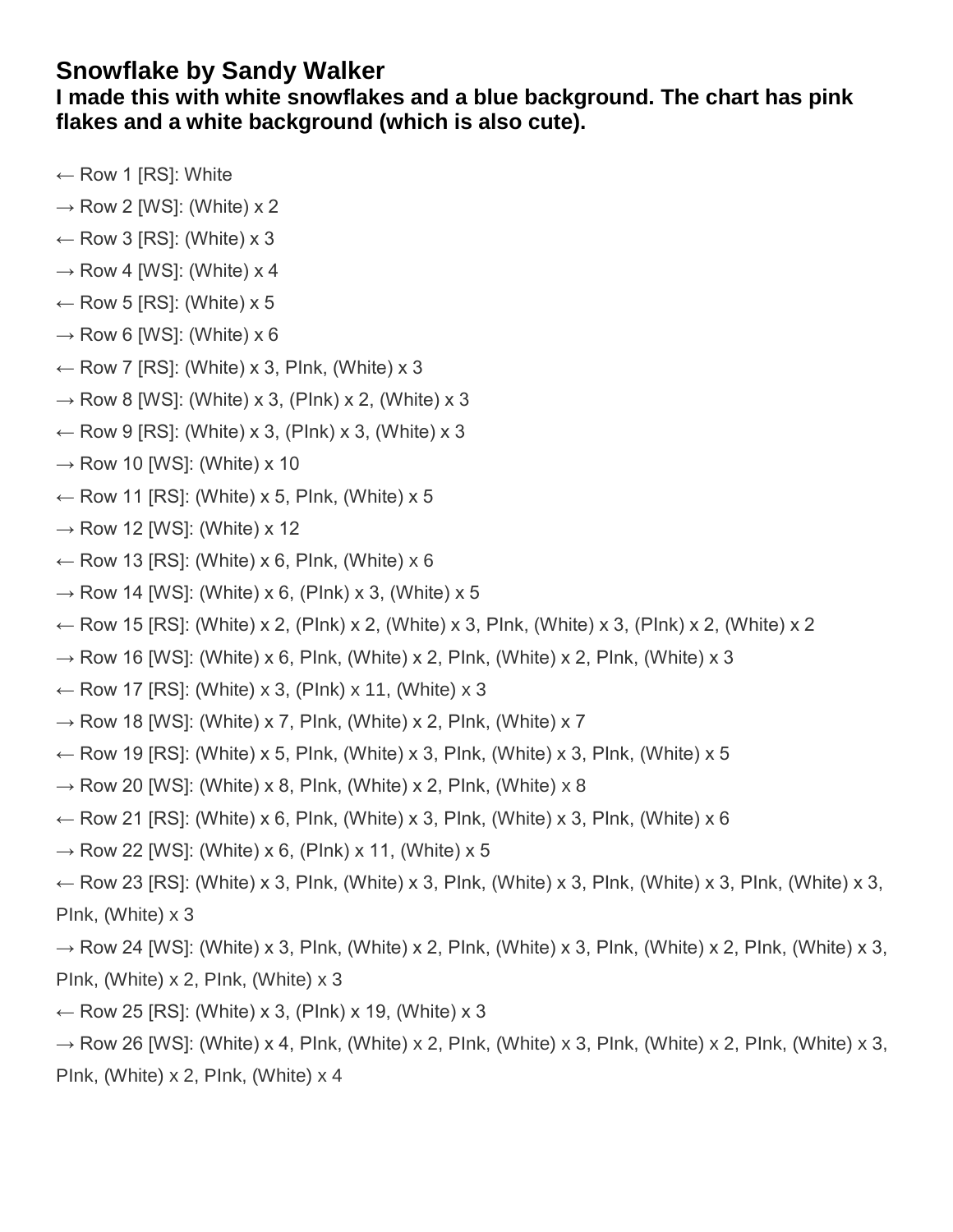# Snowflake by Sandy Walker

### I made this with white snowflakes and a blue background. The chart has pink flakes and a white background (which is also cute).

← Row 1 [RS]: White

→ Row 2 [WS]: (White) x 2

← Row 3 [RS]: (White) x 3

→ Row 4 [WS]: (White) x 4

← Row 5 [RS]: (White) x 5

→ Row 6 [WS]: (White) x 6

← Row 7 [RS]: (White) x 3, PInk, (White) x 3

→ Row 8 [WS]: (White) x 3, (PInk) x 2, (White) x 3

← Row 9 [RS]: (White) x 3, (PInk) x 3, (White) x 3

→ Row 10 [WS]: (White) x 10

← Row 11 [RS]: (White) x 5, PInk, (White) x 5

→ Row 12 [WS]: (White) x 12

← Row 13 [RS]: (White) x 6, PInk, (White) x 6

→ Row 14 [WS]: (White) x 6, (PInk) x 3, (White) x 5

← Row 15 [RS]: (White) x 2, (PInk) x 2, (White) x 3, PInk, (White) x 3, (PInk) x 2, (White) x 2

→ Row 16 [WS]: (White) x 6, PInk, (White) x 2, PInk, (White) x 2, PInk, (White) x 3

← Row 17 [RS]: (White) x 3, (PInk) x 11, (White) x 3

→ Row 18 [WS]: (White) x 7, PInk, (White) x 2, PInk, (White) x 7

← Row 19 [RS]: (White) x 5, PInk, (White) x 3, PInk, (White) x 3, PInk, (White) x 5

→ Row 20 [WS]: (White) x 8, PInk, (White) x 2, PInk, (White) x 8

← Row 21 [RS]: (White) x 6, PInk, (White) x 3, PInk, (White) x 3, PInk, (White) x 6

→ Row 22 [WS]: (White) x 6, (PInk) x 11, (White) x 5

← Row 23 [RS]: (White) x 3, PInk, (White) x 3, PInk, (White) x 3, PInk, (White) x 3, PInk, (White) x 3, PInk, (White) x 3

→ Row 24 [WS]: (White) x 3, PInk, (White) x 2, PInk, (White) x 3, PInk, (White) x 2, PInk, (White) x 3, PInk, (White) x 2, PInk, (White) x 3

← Row 25 [RS]: (White) x 3, (PInk) x 19, (White) x 3

→ Row 26 [WS]: (White) x 4, PInk, (White) x 2, PInk, (White) x 3, PInk, (White) x 2, PInk, (White) x 3, PInk, (White) x 2, PInk, (White) x 4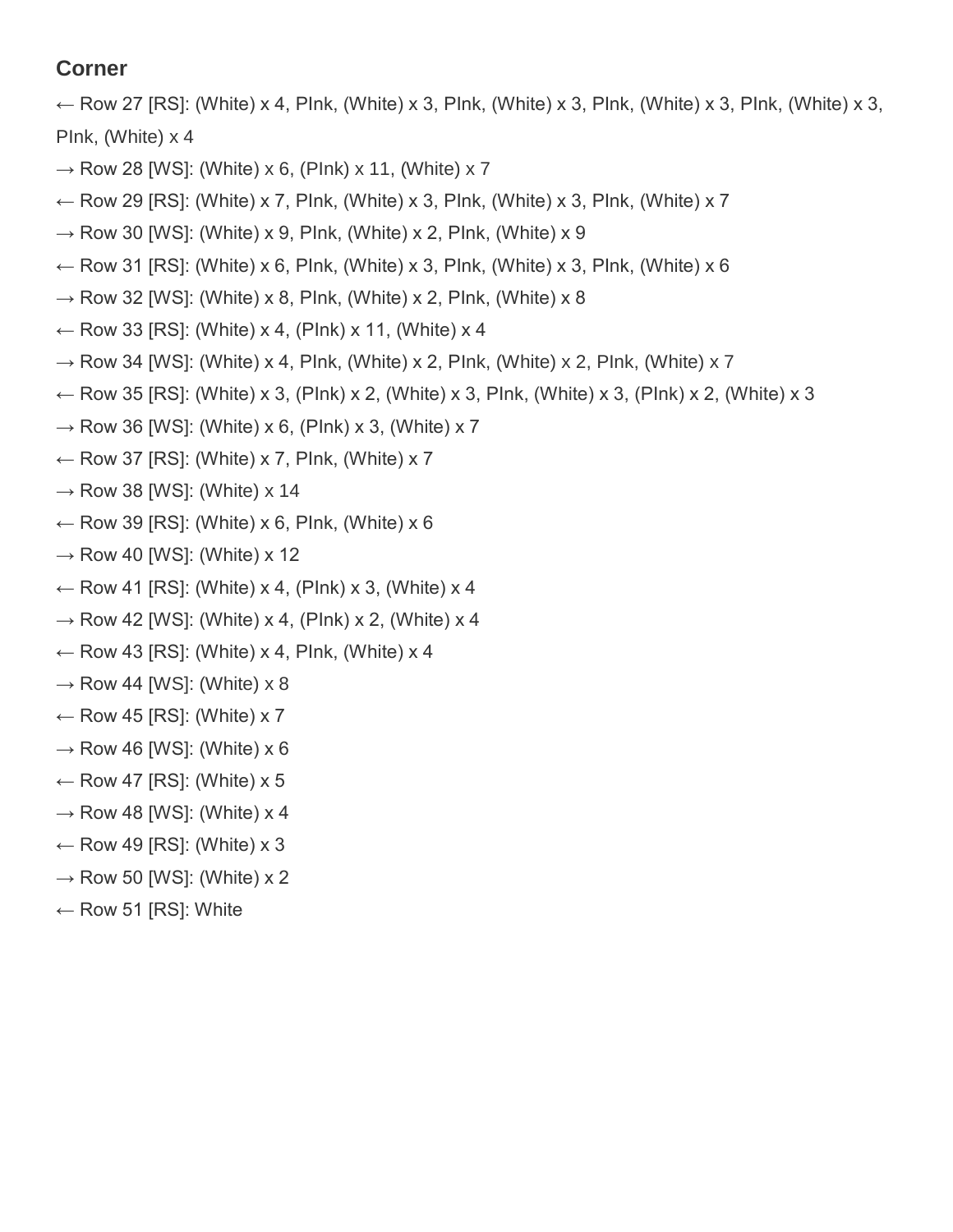### Corner

← Row 27 [RS]: (White) x 4, PInk, (White) x 3, PInk, (White) x 3, PInk, (White) x 3, PInk, (White) x 3, PInk, (White) x 4

→ Row 28 [WS]: (White) x 6, (PInk) x 11, (White) x 7

← Row 29 [RS]: (White) x 7, PInk, (White) x 3, PInk, (White) x 3, PInk, (White) x 7

→ Row 30 [WS]: (White) x 9, PInk, (White) x 2, PInk, (White) x 9

← Row 31 [RS]: (White) x 6, PInk, (White) x 3, PInk, (White) x 3, PInk, (White) x 6

→ Row 32 [WS]: (White) x 8, PInk, (White) x 2, PInk, (White) x 8

← Row 33 [RS]: (White) x 4, (PInk) x 11, (White) x 4

→ Row 34 [WS]: (White) x 4, PInk, (White) x 2, PInk, (White) x 2, PInk, (White) x 7

← Row 35 [RS]: (White) x 3, (PInk) x 2, (White) x 3, PInk, (White) x 3, (PInk) x 2, (White) x 3

→ Row 36 [WS]: (White) x 6, (PInk) x 3, (White) x 7

← Row 37 [RS]: (White) x 7, PInk, (White) x 7

→ Row 38 [WS]: (White) x 14

← Row 39 [RS]: (White) x 6, PInk, (White) x 6

→ Row 40 [WS]: (White) x 12

← Row 41 [RS]: (White) x 4, (PInk) x 3, (White) x 4

→ Row 42 [WS]: (White) x 4, (PInk) x 2, (White) x 4

← Row 43 [RS]: (White) x 4, PInk, (White) x 4

→ Row 44 [WS]: (White) x 8

← Row 45 [RS]: (White) x 7

→ Row 46 [WS]: (White) x 6

← Row 47 [RS]: (White) x 5

→ Row 48 [WS]: (White) x 4

← Row 49 [RS]: (White) x 3

→ Row 50 [WS]: (White) x 2

← Row 51 [RS]: White